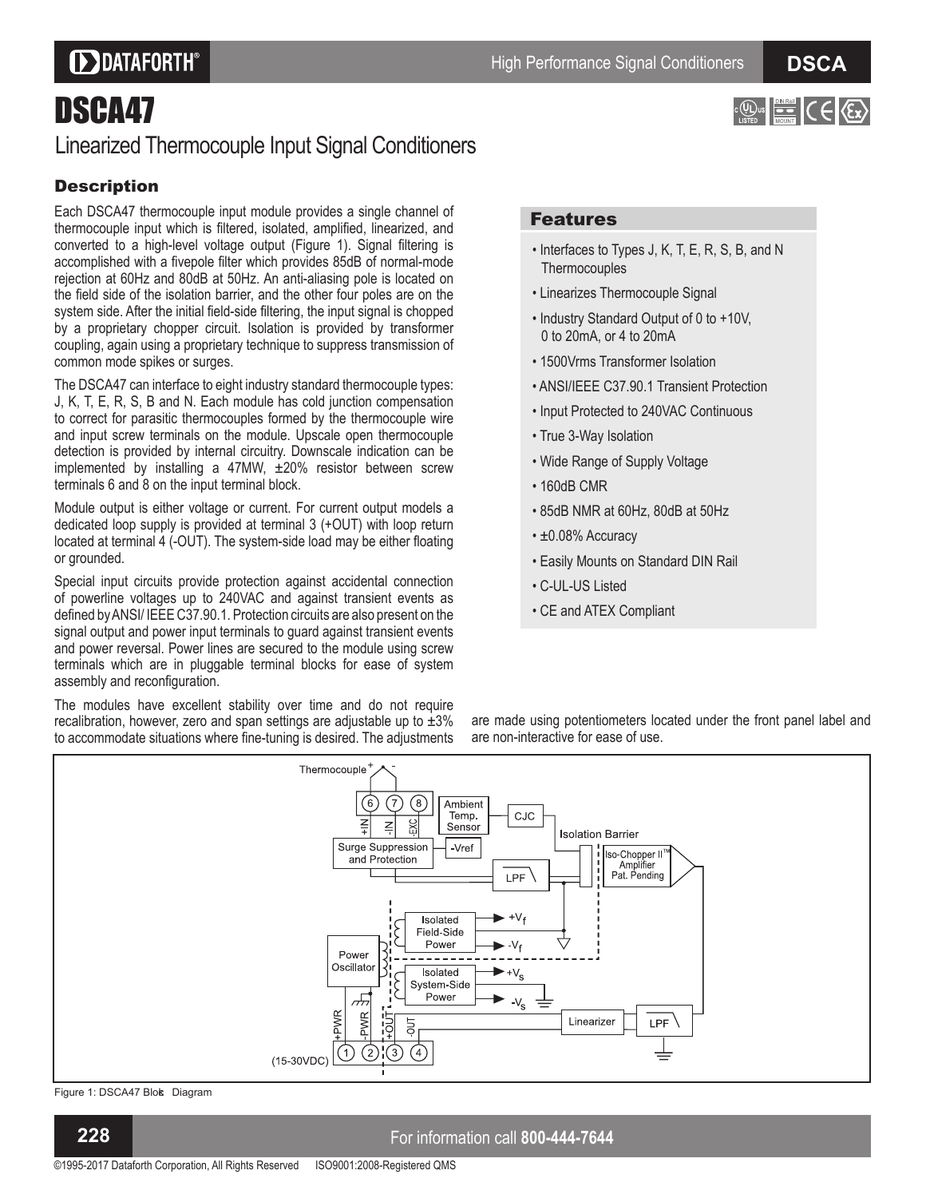# DSCA47

## Linearized Thermocouple Input Signal Conditioners

### Description

Each DSCA47 thermocouple input module provides a single channel of thermocouple input which is filtered, isolated, amplified, linearized, and converted to a high-level voltage output (Figure 1). Signal filtering is accomplished with a fivepole filter which provides 85dB of normal-mode rejection at 60Hz and 80dB at 50Hz. An anti-aliasing pole is located on the field side of the isolation barrier, and the other four poles are on the system side. After the initial field-side filtering, the input signal is chopped by a proprietary chopper circuit. Isolation is provided by transformer coupling, again using a proprietary technique to suppress transmission of common mode spikes or surges.

The DSCA47 can interface to eight industry standard thermocouple types: J, K, T, E, R, S, B and N. Each module has cold junction compensation to correct for parasitic thermocouples formed by the thermocouple wire and input screw terminals on the module. Upscale open thermocouple detection is provided by internal circuitry. Downscale indication can be implemented by installing a 47MW, ±20% resistor between screw terminals 6 and 8 on the input terminal block.

Module output is either voltage or current. For current output models a dedicated loop supply is provided at terminal 3 (+OUT) with loop return located at terminal 4 (-OUT). The system-side load may be either floating or grounded.

Special input circuits provide protection against accidental connection of powerline voltages up to 240VAC and against transient events as defined by ANSI/ IEEE C37.90.1. Protection circuits are also present on the signal output and power input terminals to guard against transient events and power reversal. Power lines are secured to the module using screw terminals which are in pluggable terminal blocks for ease of system assembly and reconfiguration.

The modules have excellent stability over time and do not require recalibration, however, zero and span settings are adjustable up to ±3% to accommodate situations where fine-tuning is desired. The adjustments are made using potentiometers located under the front panel label and are non-interactive for ease of use.

### Features

- Interfaces to Types J, K, T, E, R, S, B, and N Thermocouples
- Linearizes Thermocouple Signal
- Industry Standard Output of 0 to +10V, 0 to 20mA, or 4 to 20mA
- 1500Vrms Transformer Isolation
- ANSI/IEEE C37.90.1 Transient Protection
- Input Protected to 240VAC Continuous
- True 3-Way Isolation
- Wide Range of Supply Voltage
- 160dB CMR
- 85dB NMR at 60Hz, 80dB at 50Hz
- ±0.08% Accuracy
- Easily Mounts on Standard DIN Rail
- C-UL-US Listed
- CE and ATEX Compliant

Figure 1: DSCA47 Block Diagram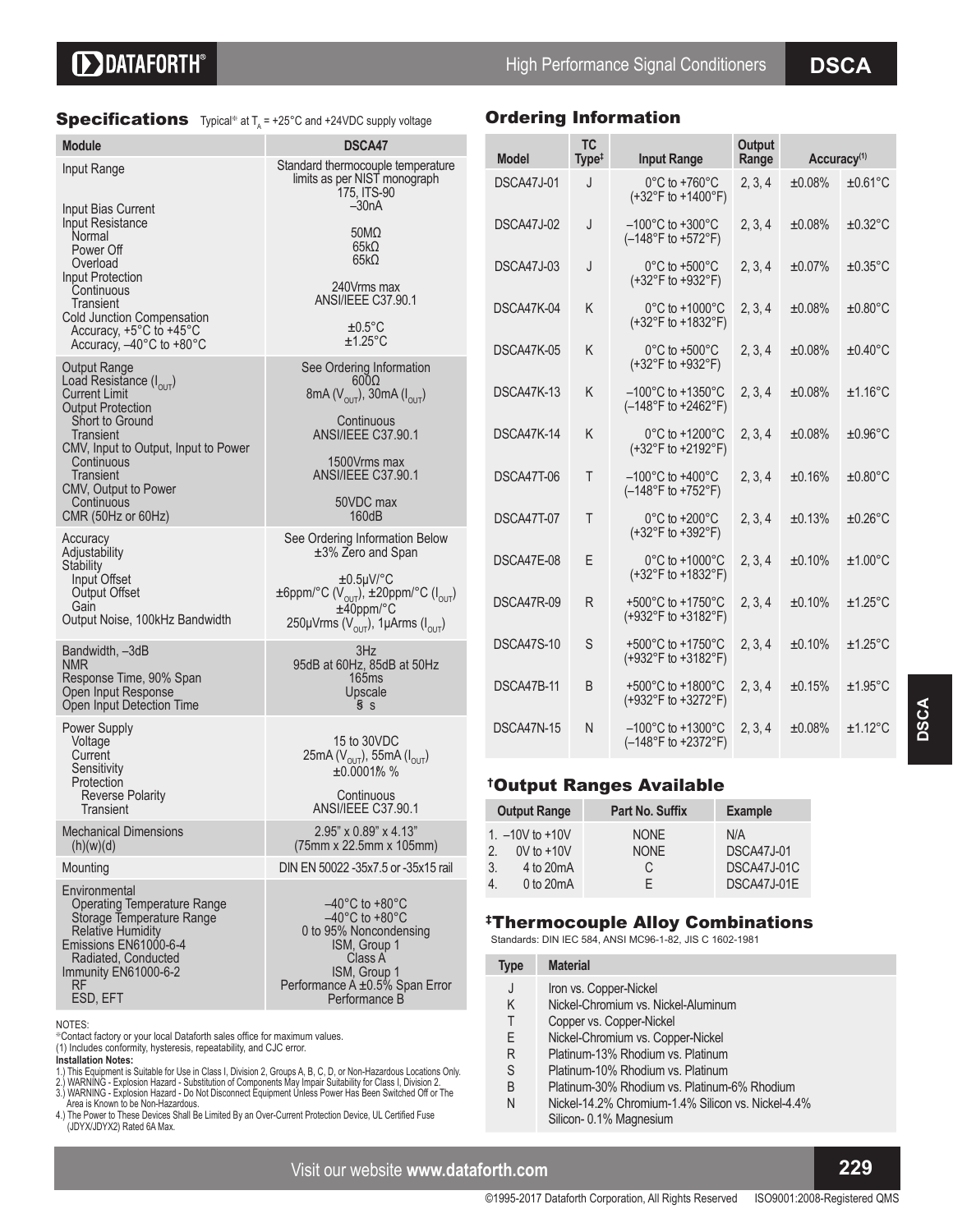## Specifications

Typical* at $T_A$ = +25°C and +24VDC supply voltage

| Module | DSCA47 |
|---|---|
| Input Range | Standard thermocouple temperature limits as per NIST monograph 175, ITS-90 |
| Input Bias Current | –30nA |
| Input Resistance | |
| Normal | 50MΩ |
| Power Off | 65kΩ |
| Overload | 65kΩ |
| Input Protection | |
| Continuous | 240Vrms max |
| Transient | ANSI/IEEE C37.90.1 |
| Cold Junction Compensation | |
| Accuracy, +5°C to +45°C | ±0.5°C |
| Accuracy, –40°C to +80°C | ±1.25°C |
| Output Range | See Ordering Information |
| Load Resistance ($I_{OUT}$) | 600Ω |
| Current Limit | 8mA ($V_{OUT}$), 30mA ($I_{OUT}$) |
| Output Protection | |
| Short to Ground | Continuous |
| Transient | ANSI/IEEE C37.90.1 |
| CMV, Input to Output, Input to Power | |
| Continuous | 1500Vrms max |
| Transient | ANSI/IEEE C37.90.1 |
| CMV, Output to Power | |
| Continuous | 50VDC max |
| CMR (50Hz or 60Hz) | 160dB |
| Accuracy | See Ordering Information Below |
| Adjustability | ±3% Zero and Span |
| Stability | |
| Input Offset | ±0.5μV/°C |
| Output Offset | ±6ppm/°C ($V_{OUT}$), ±20ppm/°C ($I_{OUT}$) |
| Gain | ±40ppm/°C |
| Output Noise, 100kHz Bandwidth | 250μVrms ($V_{OUT}$), 1μArms ($I_{OUT}$) |
| Bandwidth, –3dB | 3Hz |
| NMR | 95dB at 60Hz, 85dB at 50Hz |
| Response Time, 90% Span | 165ms |
| Open Input Response | Upscale |
| Open Input Detection Time | 5 s |
| Power Supply | |
| Voltage | 15 to 30VDC |
| Current | 25mA ($V_{OUT}$), 55mA ($I_{OUT}$) |
| Sensitivity | ±0.0001%/% |
| Protection | |
| Reverse Polarity | Continuous |
| Transient | ANSI/IEEE C37.90.1 |
| Mechanical Dimensions (h)(w)(d) | 2.95" x 0.89" x 4.13" (75mm x 22.5mm x 105mm) |
| Mounting | DIN EN 50022 -35x7.5 or -35x15 rail |
| Environmental | |
| Operating Temperature Range | –40°C to +80°C |
| Storage Temperature Range | –40°C to +80°C |
| Relative Humidity | 0 to 95% Noncondensing |
| Emissions EN61000-6-4 | ISM, Group 1 |
| Radiated, Conducted | Class A |
| Immunity EN61000-6-2 | ISM, Group 1 |
| RF | Performance A ±0.5% Span Error |
| ESD, EFT | Performance B |

NOTES:
*Contact factory or your local Dataforth sales office for maximum values.
(1) Includes conformity, hysteresis, repeatability, and CJC error.

**Installation Notes:**
1.) This Equipment is Suitable for Use in Class I, Division 2, Groups A, B, C, D, or Non-Hazardous Locations Only.
2.) WARNING - Explosion Hazard - Substitution of Components May Impair Suitability for Class I, Division 2.
3.) WARNING - Explosion Hazard - Do Not Disconnect Equipment Unless Power Has Been Switched Off or The Area is Known to be Non-Hazardous.
4.) The Power to These Devices Shall Be Limited By an Over-Current Protection Device, UL Certified Fuse (JDYX/JDYX2) Rated 6A Max.

## Ordering Information

| Model | TC Type‡ | Input Range | Output Range | Accuracy(1) | |
|---|---|---|---|---|---|
| DSCA47J-01 | J | 0°C to +760°C (+32°F to +1400°F) | 2, 3, 4 | ±0.08% | ±0.61°C |
| DSCA47J-02 | J | –100°C to +300°C (–148°F to +572°F) | 2, 3, 4 | ±0.08% | ±0.32°C |
| DSCA47J-03 | J | 0°C to +500°C (+32°F to +932°F) | 2, 3, 4 | ±0.07% | ±0.35°C |
| DSCA47K-04 | K | 0°C to +1000°C (+32°F to +1832°F) | 2, 3, 4 | ±0.08% | ±0.80°C |
| DSCA47K-05 | K | 0°C to +500°C (+32°F to +932°F) | 2, 3, 4 | ±0.08% | ±0.40°C |
| DSCA47K-13 | K | –100°C to +1350°C (–148°F to +2462°F) | 2, 3, 4 | ±0.08% | ±1.16°C |
| DSCA47K-14 | K | 0°C to +1200°C (+32°F to +2192°F) | 2, 3, 4 | ±0.08% | ±0.96°C |
| DSCA47T-06 | T | –100°C to +400°C (–148°F to +752°F) | 2, 3, 4 | ±0.16% | ±0.80°C |
| DSCA47T-07 | T | 0°C to +200°C (+32°F to +392°F) | 2, 3, 4 | ±0.13% | ±0.26°C |
| DSCA47E-08 | E | 0°C to +1000°C (+32°F to +1832°F) | 2, 3, 4 | ±0.10% | ±1.00°C |
| DSCA47R-09 | R | +500°C to +1750°C (+932°F to +3182°F) | 2, 3, 4 | ±0.10% | ±1.25°C |
| DSCA47S-10 | S | +500°C to +1750°C (+932°F to +3182°F) | 2, 3, 4 | ±0.10% | ±1.25°C |
| DSCA47B-11 | B | +500°C to +1800°C (+932°F to +3272°F) | 2, 3, 4 | ±0.15% | ±1.95°C |
| DSCA47N-15 | N | –100°C to +1300°C (–148°F to +2372°F) | 2, 3, 4 | ±0.08% | ±1.12°C |

## †Output Ranges Available

| Output Range | Part No. Suffix | Example |
|---|---|---|
| 1. –10V to +10V | NONE | N/A |
| 2. 0V to +10V | NONE | DSCA47J-01 |
| 3. 4 to 20mA | C | DSCA47J-01C |
| 4. 0 to 20mA | E | DSCA47J-01E |

## ‡Thermocouple Alloy Combinations

Standards: DIN IEC 584, ANSI MC96-1-82, JIS C 1602-1981

| Type | Material |
|---|---|
| J | Iron vs. Copper-Nickel |
| K | Nickel-Chromium vs. Nickel-Aluminum |
| T | Copper vs. Copper-Nickel |
| E | Nickel-Chromium vs. Copper-Nickel |
| R | Platinum-13% Rhodium vs. Platinum |
| S | Platinum-10% Rhodium vs. Platinum |
| B | Platinum-30% Rhodium vs. Platinum-6% Rhodium |
| N | Nickel-14.2% Chromium-1.4% Silicon vs. Nickel-4.4% Silicon- 0.1% Magnesium |